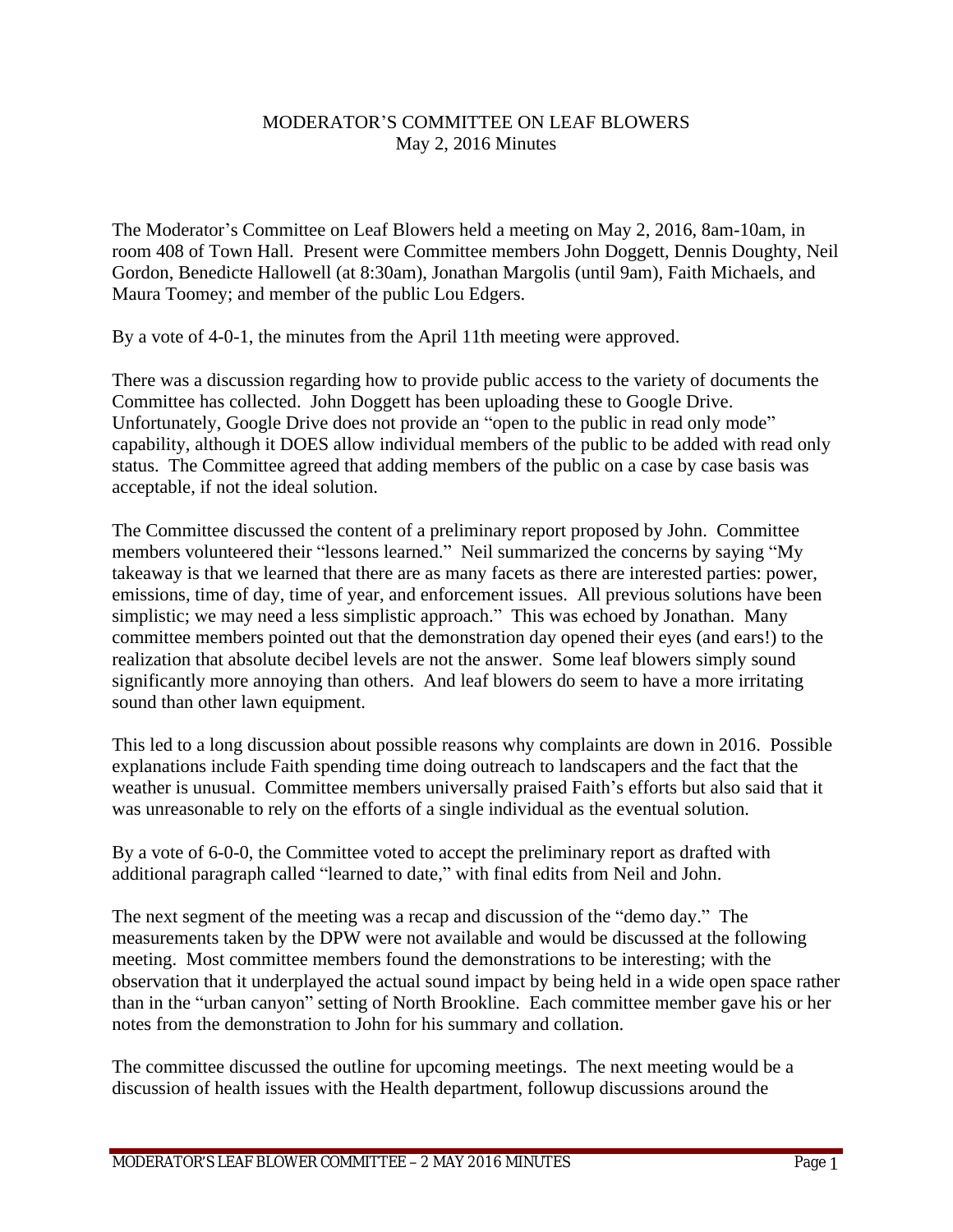# MODERATOR'S COMMITTEE ON LEAF BLOWERS

May 2, 2016 Minutes

The Moderator's Committee on Leaf Blowers held a meeting on May 2, 2016, 8am-10am, in room 408 of Town Hall. Present were Committee members John Doggett, Dennis Doughty, Neil Gordon, Benedicte Hallowell (at 8:30am), Jonathan Margolis (until 9am), Faith Michaels, and Maura Toomey; and member of the public Lou Edgers.

By a vote of 4-0-1, the minutes from the April 11th meeting were approved.

There was a discussion regarding how to provide public access to the variety of documents the Committee has collected. John Doggett has been uploading these to Google Drive. Unfortunately, Google Drive does not provide an "open to the public in read only mode" capability, although it DOES allow individual members of the public to be added with read only status. The Committee agreed that adding members of the public on a case by case basis was acceptable, if not the ideal solution.

The Committee discussed the content of a preliminary report proposed by John. Committee members volunteered their "lessons learned." Neil summarized the concerns by saying "My takeaway is that we learned that there are as many facets as there are interested parties: power, emissions, time of day, time of year, and enforcement issues. All previous solutions have been simplistic; we may need a less simplistic approach." This was echoed by Jonathan. Many committee members pointed out that the demonstration day opened their eyes (and ears!) to the realization that absolute decibel levels are not the answer. Some leaf blowers simply sound significantly more annoying than others. And leaf blowers do seem to have a more irritating sound than other lawn equipment.

This led to a long discussion about possible reasons why complaints are down in 2016. Possible explanations include Faith spending time doing outreach to landscapers and the fact that the weather is unusual. Committee members universally praised Faith's efforts but also said that it was unreasonable to rely on the efforts of a single individual as the eventual solution.

By a vote of 6-0-0, the Committee voted to accept the preliminary report as drafted with additional paragraph called "learned to date," with final edits from Neil and John.

The next segment of the meeting was a recap and discussion of the "demo day." The measurements taken by the DPW were not available and would be discussed at the following meeting. Most committee members found the demonstrations to be interesting; with the observation that it underplayed the actual sound impact by being held in a wide open space rather than in the "urban canyon" setting of North Brookline. Each committee member gave his or her notes from the demonstration to John for his summary and collation.

The committee discussed the outline for upcoming meetings. The next meeting would be a discussion of health issues with the Health department, followup discussions around the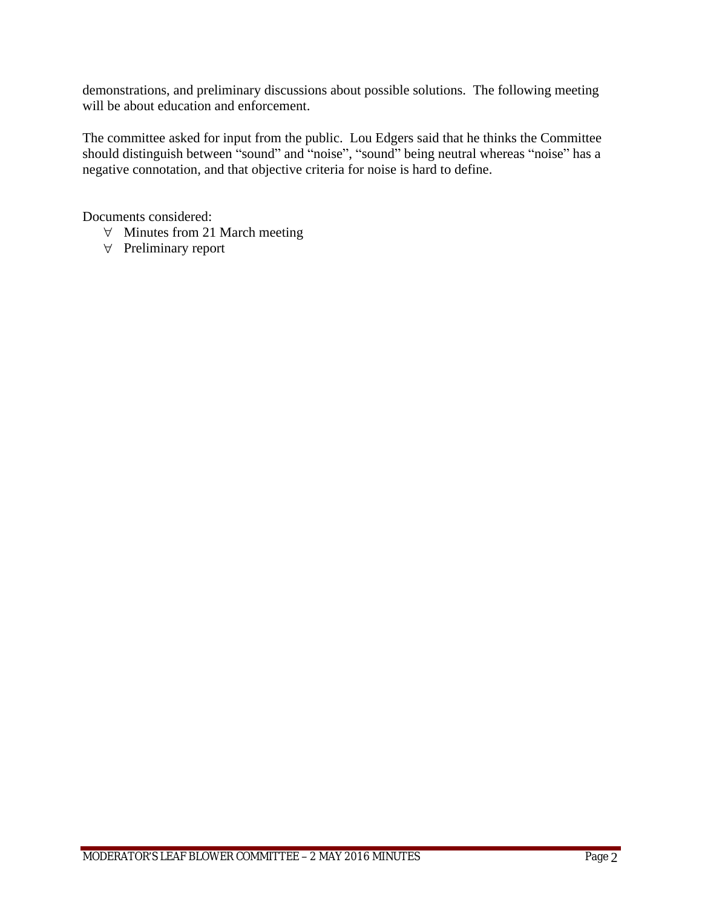demonstrations, and preliminary discussions about possible solutions. The following meeting will be about education and enforcement.

The committee asked for input from the public. Lou Edgers said that he thinks the Committee should distinguish between "sound" and "noise", "sound" being neutral whereas "noise" has a negative connotation, and that objective criteria for noise is hard to define.

Documents considered:

- Minutes from 21 March meeting
- Preliminary report